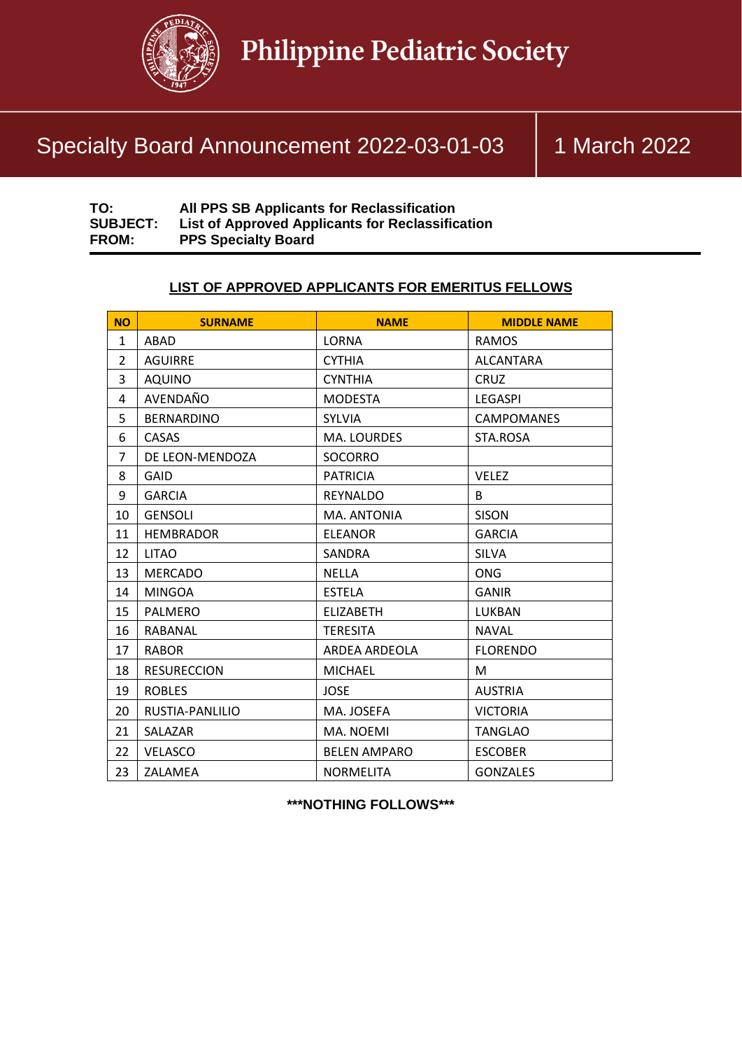# Philippine Pediatric Society

## Specialty Board Announcement 2022-03-01-03 | 1 March 2022

**TO:** All PPS SB Applicants for Reclassification
**SUBJECT:** List of Approved Applicants for Reclassification
**FROM:** PPS Specialty Board

### LIST OF APPROVED APPLICANTS FOR EMERITUS FELLOWS

| NO | SURNAME | NAME | MIDDLE NAME |
|---|---|---|---|
| 1 | ABAD | LORNA | RAMOS |
| 2 | AGUIRRE | CYTHIA | ALCANTARA |
| 3 | AQUINO | CYNTHIA | CRUZ |
| 4 | AVENDAÑO | MODESTA | LEGASPI |
| 5 | BERNARDINO | SYLVIA | CAMPOMANES |
| 6 | CASAS | MA. LOURDES | STA.ROSA |
| 7 | DE LEON-MENDOZA | SOCORRO | |
| 8 | GAID | PATRICIA | VELEZ |
| 9 | GARCIA | REYNALDO | B |
| 10 | GENSOLI | MA. ANTONIA | SISON |
| 11 | HEMBRADOR | ELEANOR | GARCIA |
| 12 | LITAO | SANDRA | SILVA |
| 13 | MERCADO | NELLA | ONG |
| 14 | MINGOA | ESTELA | GANIR |
| 15 | PALMERO | ELIZABETH | LUKBAN |
| 16 | RABANAL | TERESITA | NAVAL |
| 17 | RABOR | ARDEA ARDEOLA | FLORENDO |
| 18 | RESURECCION | MICHAEL | M |
| 19 | ROBLES | JOSE | AUSTRIA |
| 20 | RUSTIA-PANLILIO | MA. JOSEFA | VICTORIA |
| 21 | SALAZAR | MA. NOEMI | TANGLAO |
| 22 | VELASCO | BELEN AMPARO | ESCOBER |
| 23 | ZALAMEA | NORMELITA | GONZALES |

**\*\*\*NOTHING FOLLOWS\*\*\***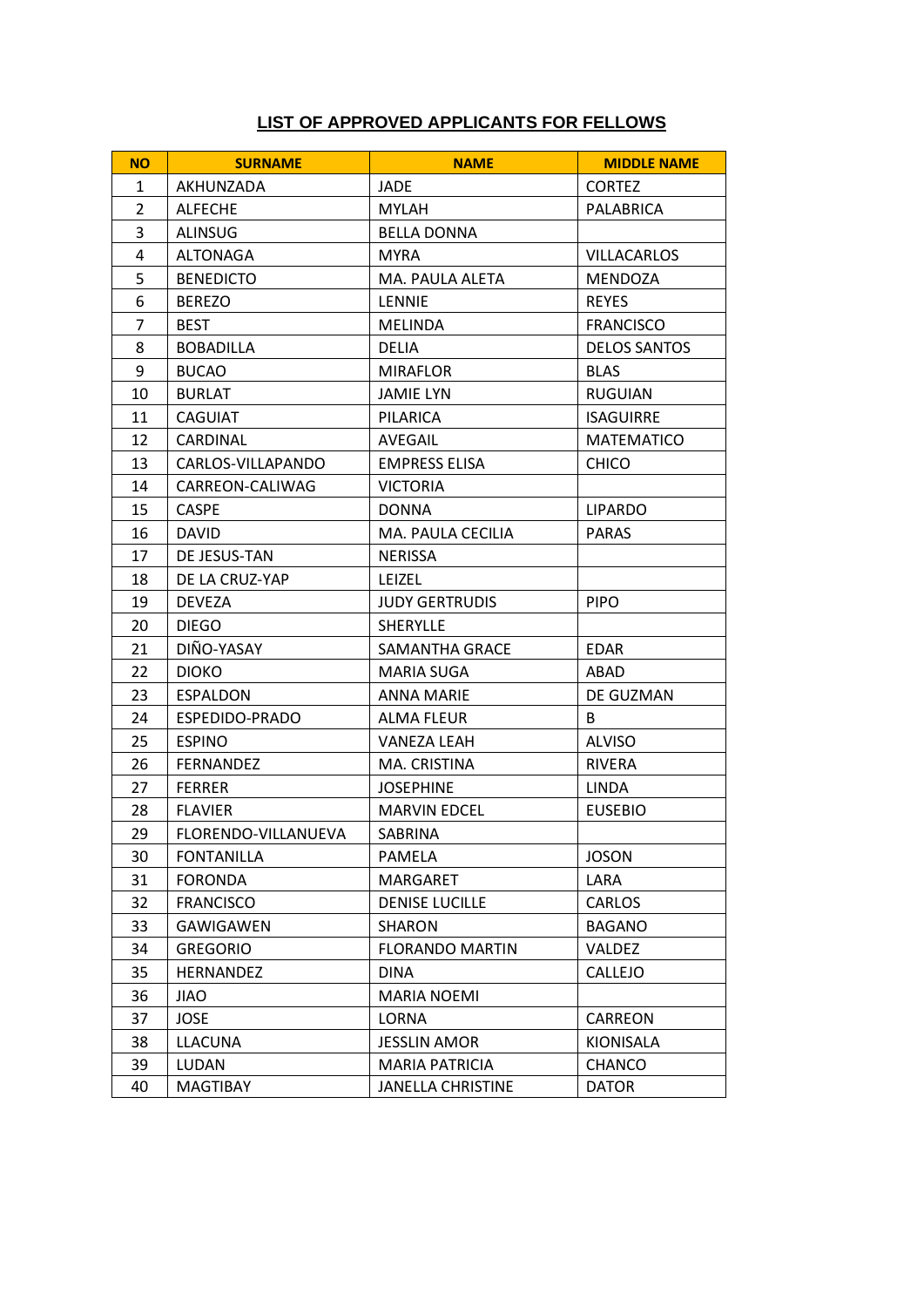## LIST OF APPROVED APPLICANTS FOR FELLOWS

| NO | SURNAME | NAME | MIDDLE NAME |
|---|---|---|---|
| 1 | AKHUNZADA | JADE | CORTEZ |
| 2 | ALFECHE | MYLAH | PALABRICA |
| 3 | ALINSUG | BELLA DONNA | |
| 4 | ALTONAGA | MYRA | VILLACARLOS |
| 5 | BENEDICTO | MA. PAULA ALETA | MENDOZA |
| 6 | BEREZO | LENNIE | REYES |
| 7 | BEST | MELINDA | FRANCISCO |
| 8 | BOBADILLA | DELIA | DELOS SANTOS |
| 9 | BUCAO | MIRAFLOR | BLAS |
| 10 | BURLAT | JAMIE LYN | RUGUIAN |
| 11 | CAGUIAT | PILARICA | ISAGUIRRE |
| 12 | CARDINAL | AVEGAIL | MATEMATICO |
| 13 | CARLOS-VILLAPANDO | EMPRESS ELISA | CHICO |
| 14 | CARREON-CALIWAG | VICTORIA | |
| 15 | CASPE | DONNA | LIPARDO |
| 16 | DAVID | MA. PAULA CECILIA | PARAS |
| 17 | DE JESUS-TAN | NERISSA | |
| 18 | DE LA CRUZ-YAP | LEIZEL | |
| 19 | DEVEZA | JUDY GERTRUDIS | PIPO |
| 20 | DIEGO | SHERYLLE | |
| 21 | DIÑO-YASAY | SAMANTHA GRACE | EDAR |
| 22 | DIOKO | MARIA SUGA | ABAD |
| 23 | ESPALDON | ANNA MARIE | DE GUZMAN |
| 24 | ESPEDIDO-PRADO | ALMA FLEUR | B |
| 25 | ESPINO | VANEZA LEAH | ALVISO |
| 26 | FERNANDEZ | MA. CRISTINA | RIVERA |
| 27 | FERRER | JOSEPHINE | LINDA |
| 28 | FLAVIER | MARVIN EDCEL | EUSEBIO |
| 29 | FLORENDO-VILLANUEVA | SABRINA | |
| 30 | FONTANILLA | PAMELA | JOSON |
| 31 | FORONDA | MARGARET | LARA |
| 32 | FRANCISCO | DENISE LUCILLE | CARLOS |
| 33 | GAWIGAWEN | SHARON | BAGANO |
| 34 | GREGORIO | FLORANDO MARTIN | VALDEZ |
| 35 | HERNANDEZ | DINA | CALLEJO |
| 36 | JIAO | MARIA NOEMI | |
| 37 | JOSE | LORNA | CARREON |
| 38 | LLACUNA | JESSLIN AMOR | KIONISALA |
| 39 | LUDAN | MARIA PATRICIA | CHANCO |
| 40 | MAGTIBAY | JANELLA CHRISTINE | DATOR |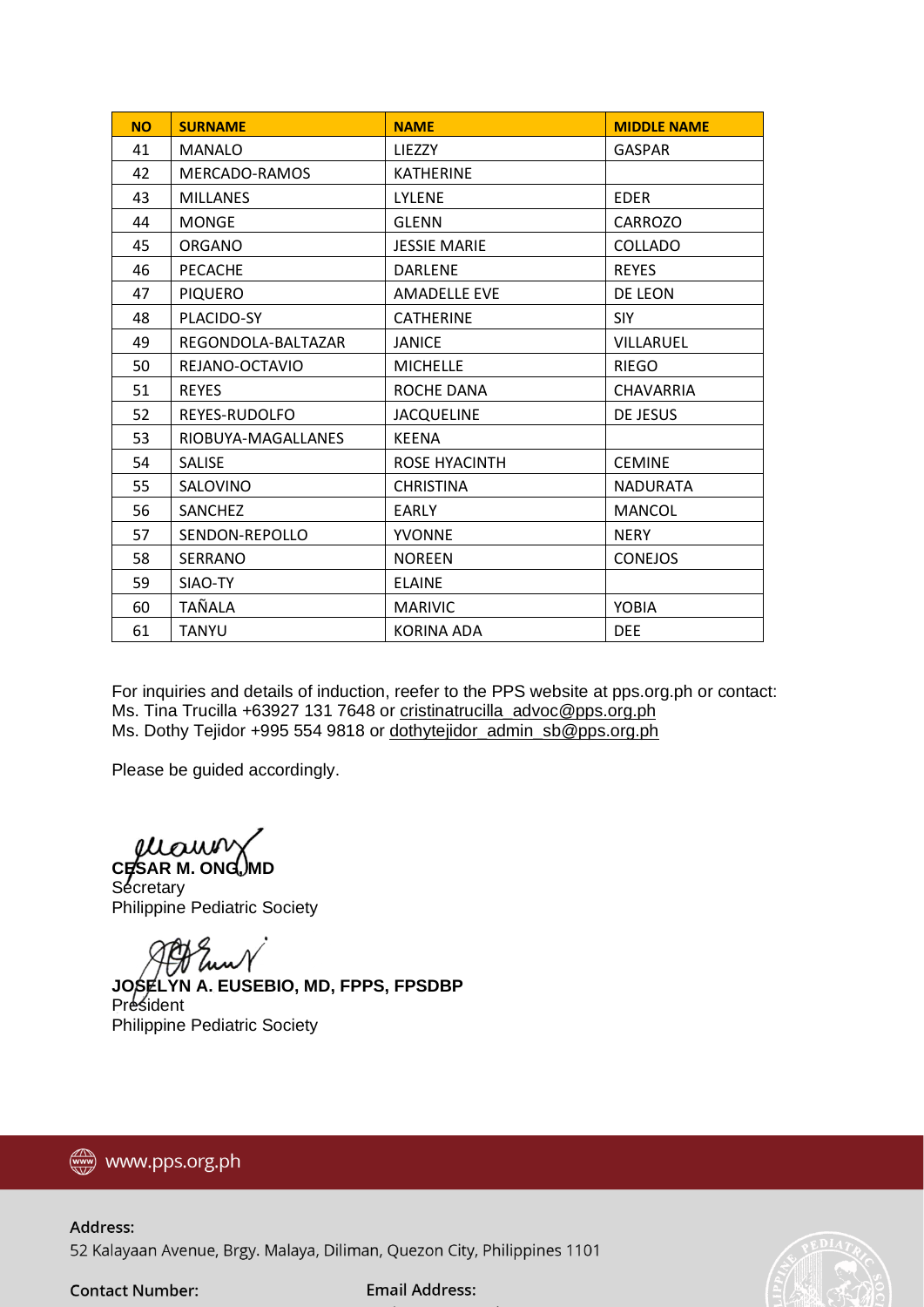| NO | SURNAME | NAME | MIDDLE NAME |
|---|---|---|---|
| 41 | MANALO | LIEZZY | GASPAR |
| 42 | MERCADO-RAMOS | KATHERINE | |
| 43 | MILLANES | LYLENE | EDER |
| 44 | MONGE | GLENN | CARROZO |
| 45 | ORGANO | JESSIE MARIE | COLLADO |
| 46 | PECACHE | DARLENE | REYES |
| 47 | PIQUERO | AMADELLE EVE | DE LEON |
| 48 | PLACIDO-SY | CATHERINE | SIY |
| 49 | REGONDOLA-BALTAZAR | JANICE | VILLARUEL |
| 50 | REJANO-OCTAVIO | MICHELLE | RIEGO |
| 51 | REYES | ROCHE DANA | CHAVARRIA |
| 52 | REYES-RUDOLFO | JACQUELINE | DE JESUS |
| 53 | RIOBUYA-MAGALLANES | KEENA | |
| 54 | SALISE | ROSE HYACINTH | CEMINE |
| 55 | SALOVINO | CHRISTINA | NADURATA |
| 56 | SANCHEZ | EARLY | MANCOL |
| 57 | SENDON-REPOLLO | YVONNE | NERY |
| 58 | SERRANO | NOREEN | CONEJOS |
| 59 | SIAO-TY | ELAINE | |
| 60 | TAÑALA | MARIVIC | YOBIA |
| 61 | TANYU | KORINA ADA | DEE |

For inquiries and details of induction, reefer to the PPS website at pps.org.ph or contact:
Ms. Tina Trucilla +63927 131 7648 or cristinatrucilla_advoc@pps.org.ph
Ms. Dothy Tejidor +995 554 9818 or dothytejidor_admin_sb@pps.org.ph

Please be guided accordingly.

**CESAR M. ONG, MD**
Secretary
Philippine Pediatric Society

**JOSELYN A. EUSEBIO, MD, FPPS, FPSDBP**
President
Philippine Pediatric Society

www.pps.org.ph

**Address:**
52 Kalayaan Avenue, Brgy. Malaya, Diliman, Quezon City, Philippines 1101

**Contact Number:**

**Email Address:**